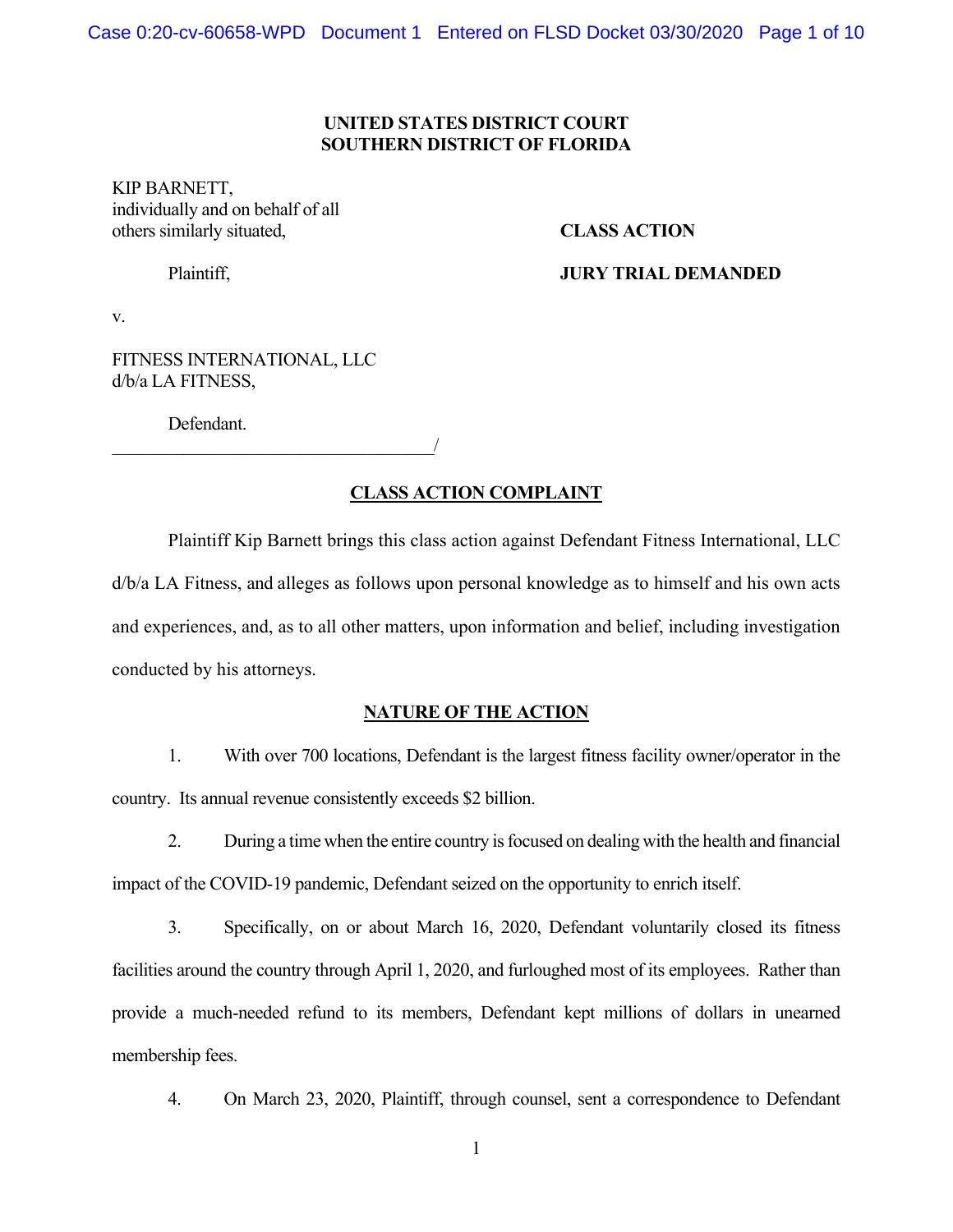**UNITED STATES DISTRICT COURT**
**SOUTHERN DISTRICT OF FLORIDA**

KIP BARNETT,
individually and on behalf of all
others similarly situated,

Plaintiff,

**CLASS ACTION**

**JURY TRIAL DEMANDED**

v.

FITNESS INTERNATIONAL, LLC
d/b/a LA FITNESS,

Defendant.
_____________________________________/

## CLASS ACTION COMPLAINT

Plaintiff Kip Barnett brings this class action against Defendant Fitness International, LLC d/b/a LA Fitness, and alleges as follows upon personal knowledge as to himself and his own acts and experiences, and, as to all other matters, upon information and belief, including investigation conducted by his attorneys.

## NATURE OF THE ACTION

1. With over 700 locations, Defendant is the largest fitness facility owner/operator in the country. Its annual revenue consistently exceeds $2 billion.

2. During a time when the entire country is focused on dealing with the health and financial impact of the COVID-19 pandemic, Defendant seized on the opportunity to enrich itself.

3. Specifically, on or about March 16, 2020, Defendant voluntarily closed its fitness facilities around the country through April 1, 2020, and furloughed most of its employees. Rather than provide a much-needed refund to its members, Defendant kept millions of dollars in unearned membership fees.

4. On March 23, 2020, Plaintiff, through counsel, sent a correspondence to Defendant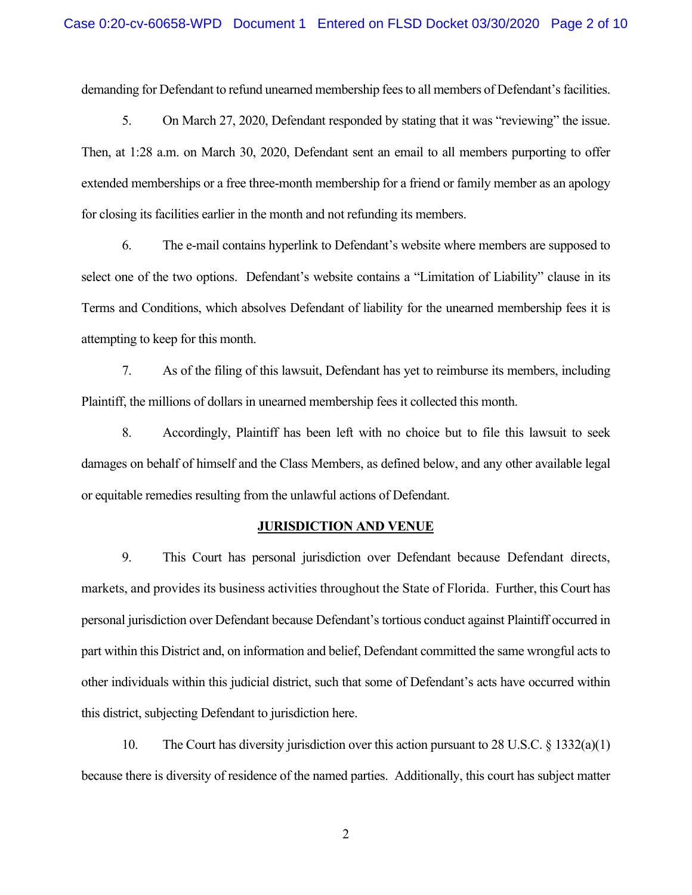demanding for Defendant to refund unearned membership fees to all members of Defendant's facilities.

5. On March 27, 2020, Defendant responded by stating that it was "reviewing" the issue. Then, at 1:28 a.m. on March 30, 2020, Defendant sent an email to all members purporting to offer extended memberships or a free three-month membership for a friend or family member as an apology for closing its facilities earlier in the month and not refunding its members.

6. The e-mail contains hyperlink to Defendant's website where members are supposed to select one of the two options. Defendant's website contains a "Limitation of Liability" clause in its Terms and Conditions, which absolves Defendant of liability for the unearned membership fees it is attempting to keep for this month.

7. As of the filing of this lawsuit, Defendant has yet to reimburse its members, including Plaintiff, the millions of dollars in unearned membership fees it collected this month.

8. Accordingly, Plaintiff has been left with no choice but to file this lawsuit to seek damages on behalf of himself and the Class Members, as defined below, and any other available legal or equitable remedies resulting from the unlawful actions of Defendant.

## JURISDICTION AND VENUE

9. This Court has personal jurisdiction over Defendant because Defendant directs, markets, and provides its business activities throughout the State of Florida. Further, this Court has personal jurisdiction over Defendant because Defendant's tortious conduct against Plaintiff occurred in part within this District and, on information and belief, Defendant committed the same wrongful acts to other individuals within this judicial district, such that some of Defendant's acts have occurred within this district, subjecting Defendant to jurisdiction here.

10. The Court has diversity jurisdiction over this action pursuant to 28 U.S.C. § 1332(a)(1) because there is diversity of residence of the named parties. Additionally, this court has subject matter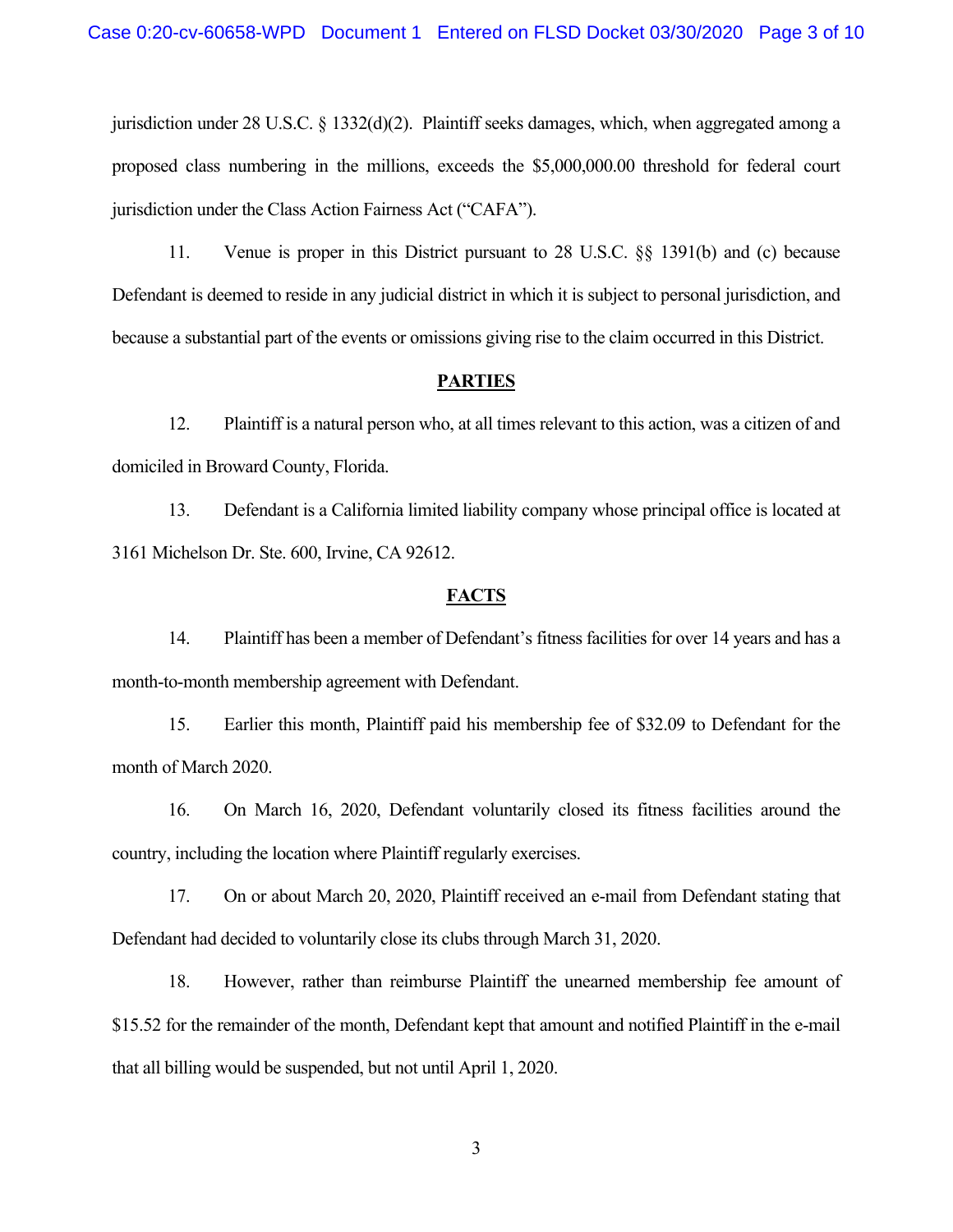jurisdiction under 28 U.S.C. § 1332(d)(2). Plaintiff seeks damages, which, when aggregated among a proposed class numbering in the millions, exceeds the $5,000,000.00 threshold for federal court jurisdiction under the Class Action Fairness Act ("CAFA").

11. Venue is proper in this District pursuant to 28 U.S.C. §§ 1391(b) and (c) because Defendant is deemed to reside in any judicial district in which it is subject to personal jurisdiction, and because a substantial part of the events or omissions giving rise to the claim occurred in this District.

## PARTIES

12. Plaintiff is a natural person who, at all times relevant to this action, was a citizen of and domiciled in Broward County, Florida.

13. Defendant is a California limited liability company whose principal office is located at 3161 Michelson Dr. Ste. 600, Irvine, CA 92612.

## FACTS

14. Plaintiff has been a member of Defendant's fitness facilities for over 14 years and has a month-to-month membership agreement with Defendant.

15. Earlier this month, Plaintiff paid his membership fee of $32.09 to Defendant for the month of March 2020.

16. On March 16, 2020, Defendant voluntarily closed its fitness facilities around the country, including the location where Plaintiff regularly exercises.

17. On or about March 20, 2020, Plaintiff received an e-mail from Defendant stating that Defendant had decided to voluntarily close its clubs through March 31, 2020.

18. However, rather than reimburse Plaintiff the unearned membership fee amount of $15.52 for the remainder of the month, Defendant kept that amount and notified Plaintiff in the e-mail that all billing would be suspended, but not until April 1, 2020.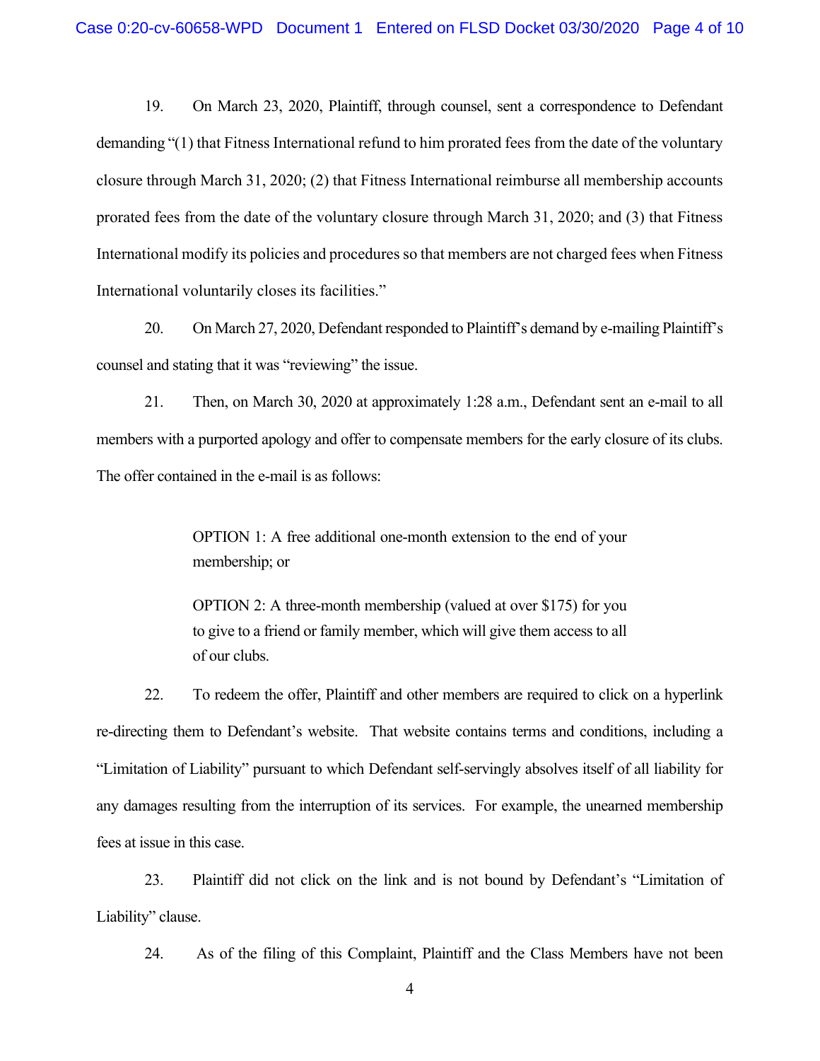19. On March 23, 2020, Plaintiff, through counsel, sent a correspondence to Defendant demanding "(1) that Fitness International refund to him prorated fees from the date of the voluntary closure through March 31, 2020; (2) that Fitness International reimburse all membership accounts prorated fees from the date of the voluntary closure through March 31, 2020; and (3) that Fitness International modify its policies and procedures so that members are not charged fees when Fitness International voluntarily closes its facilities."

20. On March 27, 2020, Defendant responded to Plaintiff's demand by e-mailing Plaintiff's counsel and stating that it was "reviewing" the issue.

21. Then, on March 30, 2020 at approximately 1:28 a.m., Defendant sent an e-mail to all members with a purported apology and offer to compensate members for the early closure of its clubs. The offer contained in the e-mail is as follows:

> OPTION 1: A free additional one-month extension to the end of your membership; or
>
> OPTION 2: A three-month membership (valued at over $175) for you to give to a friend or family member, which will give them access to all of our clubs.

22. To redeem the offer, Plaintiff and other members are required to click on a hyperlink re-directing them to Defendant's website. That website contains terms and conditions, including a "Limitation of Liability" pursuant to which Defendant self-servingly absolves itself of all liability for any damages resulting from the interruption of its services. For example, the unearned membership fees at issue in this case.

23. Plaintiff did not click on the link and is not bound by Defendant's "Limitation of Liability" clause.

24. As of the filing of this Complaint, Plaintiff and the Class Members have not been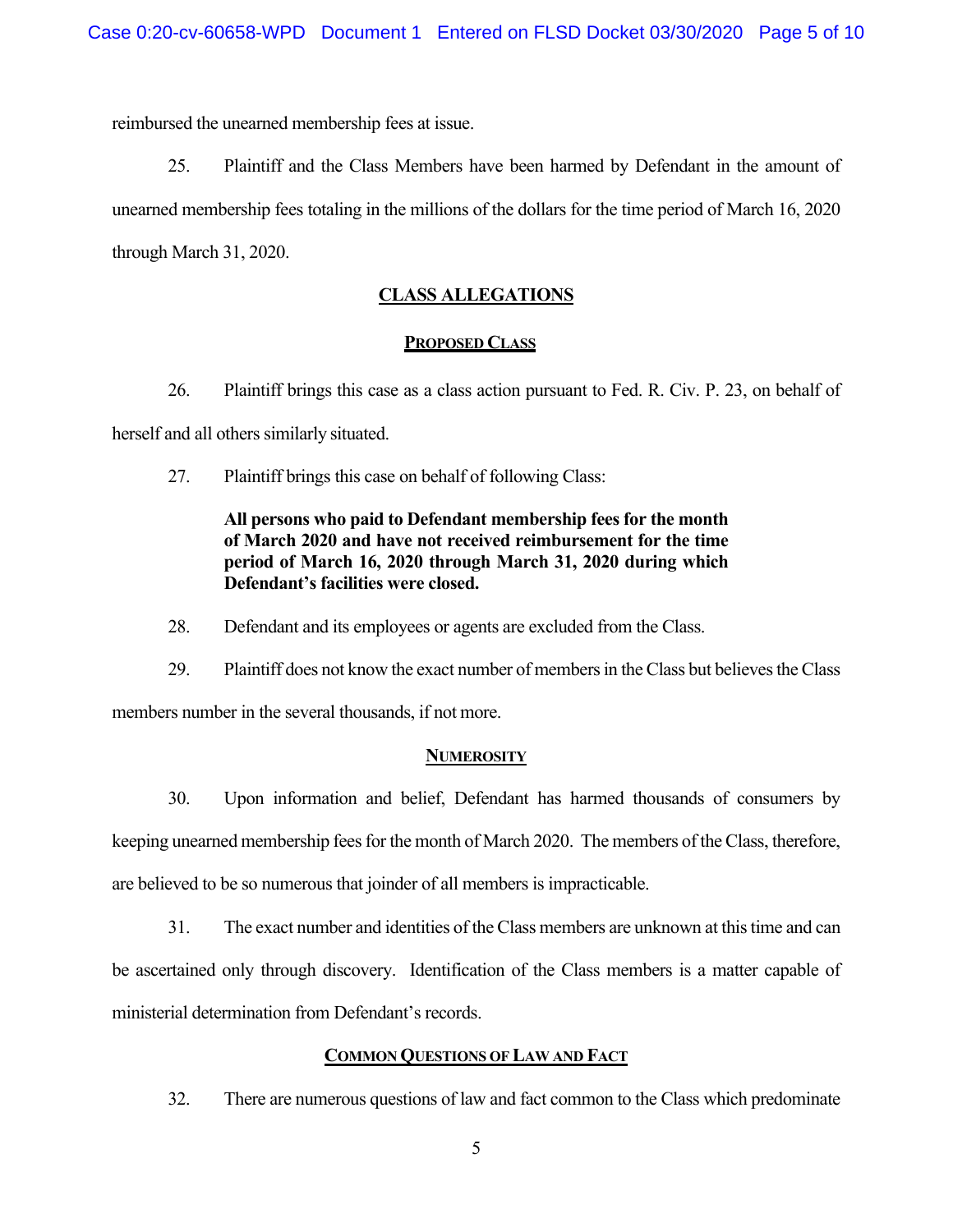reimbursed the unearned membership fees at issue.

25. Plaintiff and the Class Members have been harmed by Defendant in the amount of unearned membership fees totaling in the millions of the dollars for the time period of March 16, 2020 through March 31, 2020.

## CLASS ALLEGATIONS

### PROPOSED CLASS

26. Plaintiff brings this case as a class action pursuant to Fed. R. Civ. P. 23, on behalf of herself and all others similarly situated.

27. Plaintiff brings this case on behalf of following Class:

> **All persons who paid to Defendant membership fees for the month of March 2020 and have not received reimbursement for the time period of March 16, 2020 through March 31, 2020 during which Defendant's facilities were closed.**

28. Defendant and its employees or agents are excluded from the Class.

29. Plaintiff does not know the exact number of members in the Class but believes the Class members number in the several thousands, if not more.

### NUMEROSITY

30. Upon information and belief, Defendant has harmed thousands of consumers by keeping unearned membership fees for the month of March 2020. The members of the Class, therefore, are believed to be so numerous that joinder of all members is impracticable.

31. The exact number and identities of the Class members are unknown at this time and can be ascertained only through discovery. Identification of the Class members is a matter capable of ministerial determination from Defendant's records.

### COMMON QUESTIONS OF LAW AND FACT

32. There are numerous questions of law and fact common to the Class which predominate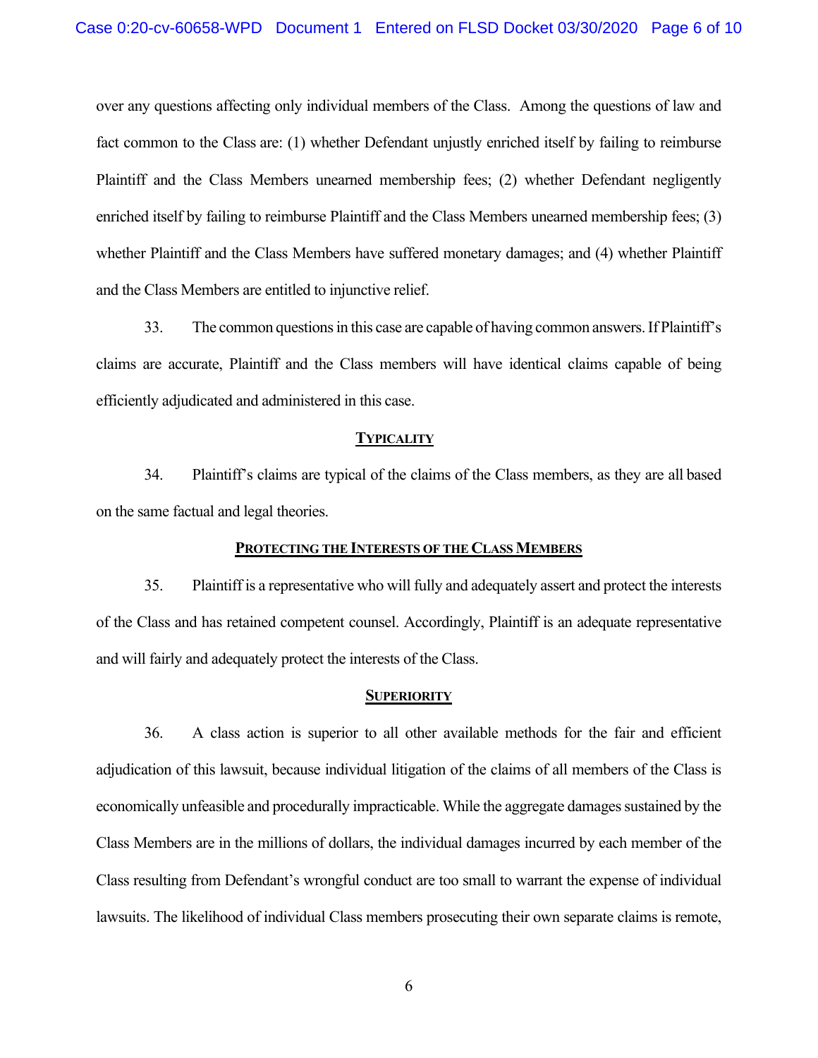over any questions affecting only individual members of the Class. Among the questions of law and fact common to the Class are: (1) whether Defendant unjustly enriched itself by failing to reimburse Plaintiff and the Class Members unearned membership fees; (2) whether Defendant negligently enriched itself by failing to reimburse Plaintiff and the Class Members unearned membership fees; (3) whether Plaintiff and the Class Members have suffered monetary damages; and (4) whether Plaintiff and the Class Members are entitled to injunctive relief.

33. The common questions in this case are capable of having common answers. If Plaintiff's claims are accurate, Plaintiff and the Class members will have identical claims capable of being efficiently adjudicated and administered in this case.

**TYPICALITY**

34. Plaintiff's claims are typical of the claims of the Class members, as they are all based on the same factual and legal theories.

**PROTECTING THE INTERESTS OF THE CLASS MEMBERS**

35. Plaintiff is a representative who will fully and adequately assert and protect the interests of the Class and has retained competent counsel. Accordingly, Plaintiff is an adequate representative and will fairly and adequately protect the interests of the Class.

**SUPERIORITY**

36. A class action is superior to all other available methods for the fair and efficient adjudication of this lawsuit, because individual litigation of the claims of all members of the Class is economically unfeasible and procedurally impracticable. While the aggregate damages sustained by the Class Members are in the millions of dollars, the individual damages incurred by each member of the Class resulting from Defendant's wrongful conduct are too small to warrant the expense of individual lawsuits. The likelihood of individual Class members prosecuting their own separate claims is remote,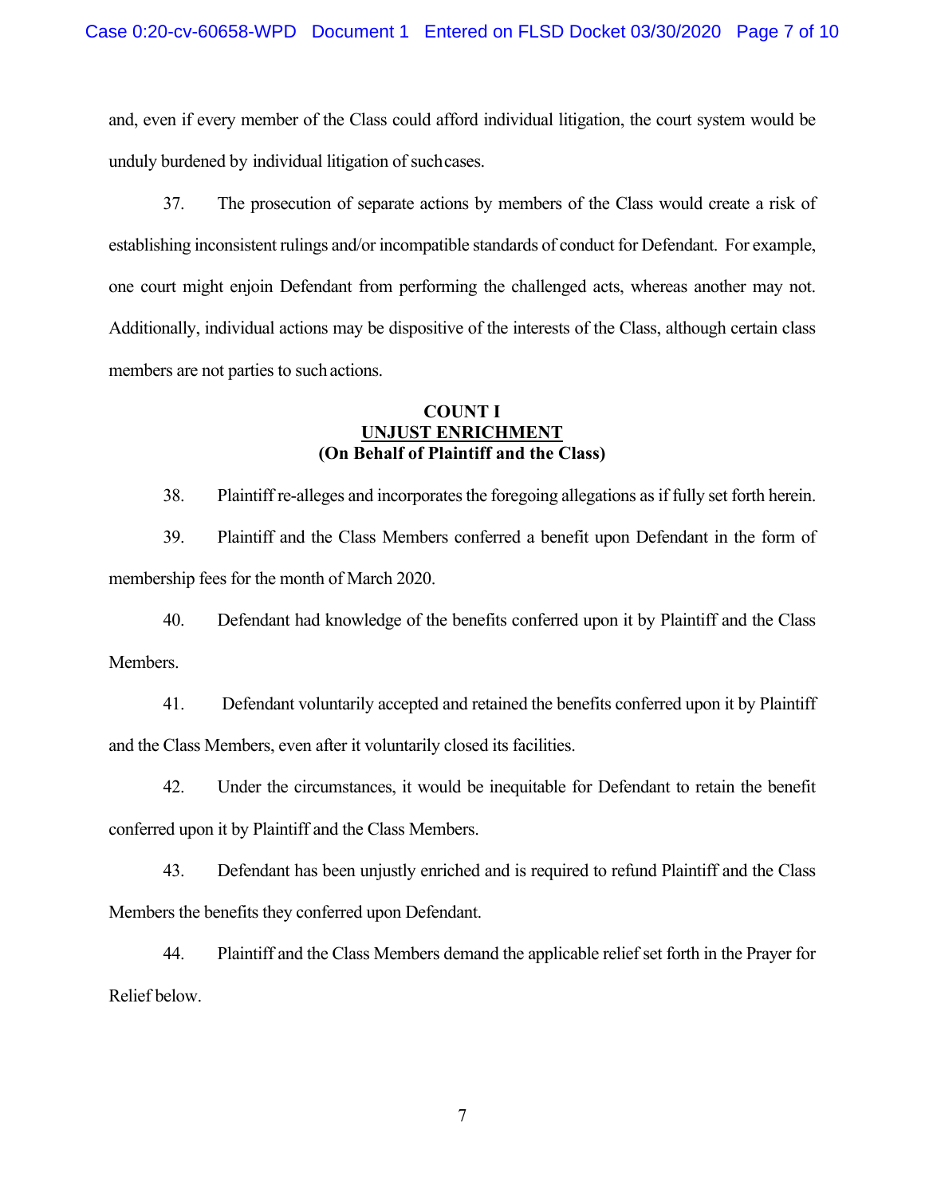and, even if every member of the Class could afford individual litigation, the court system would be unduly burdened by individual litigation of such cases.

37. The prosecution of separate actions by members of the Class would create a risk of establishing inconsistent rulings and/or incompatible standards of conduct for Defendant. For example, one court might enjoin Defendant from performing the challenged acts, whereas another may not. Additionally, individual actions may be dispositive of the interests of the Class, although certain class members are not parties to such actions.

**COUNT I**
**UNJUST ENRICHMENT**
**(On Behalf of Plaintiff and the Class)**

38. Plaintiff re-alleges and incorporates the foregoing allegations as if fully set forth herein.

39. Plaintiff and the Class Members conferred a benefit upon Defendant in the form of membership fees for the month of March 2020.

40. Defendant had knowledge of the benefits conferred upon it by Plaintiff and the Class Members.

41. Defendant voluntarily accepted and retained the benefits conferred upon it by Plaintiff and the Class Members, even after it voluntarily closed its facilities.

42. Under the circumstances, it would be inequitable for Defendant to retain the benefit conferred upon it by Plaintiff and the Class Members.

43. Defendant has been unjustly enriched and is required to refund Plaintiff and the Class Members the benefits they conferred upon Defendant.

44. Plaintiff and the Class Members demand the applicable relief set forth in the Prayer for Relief below.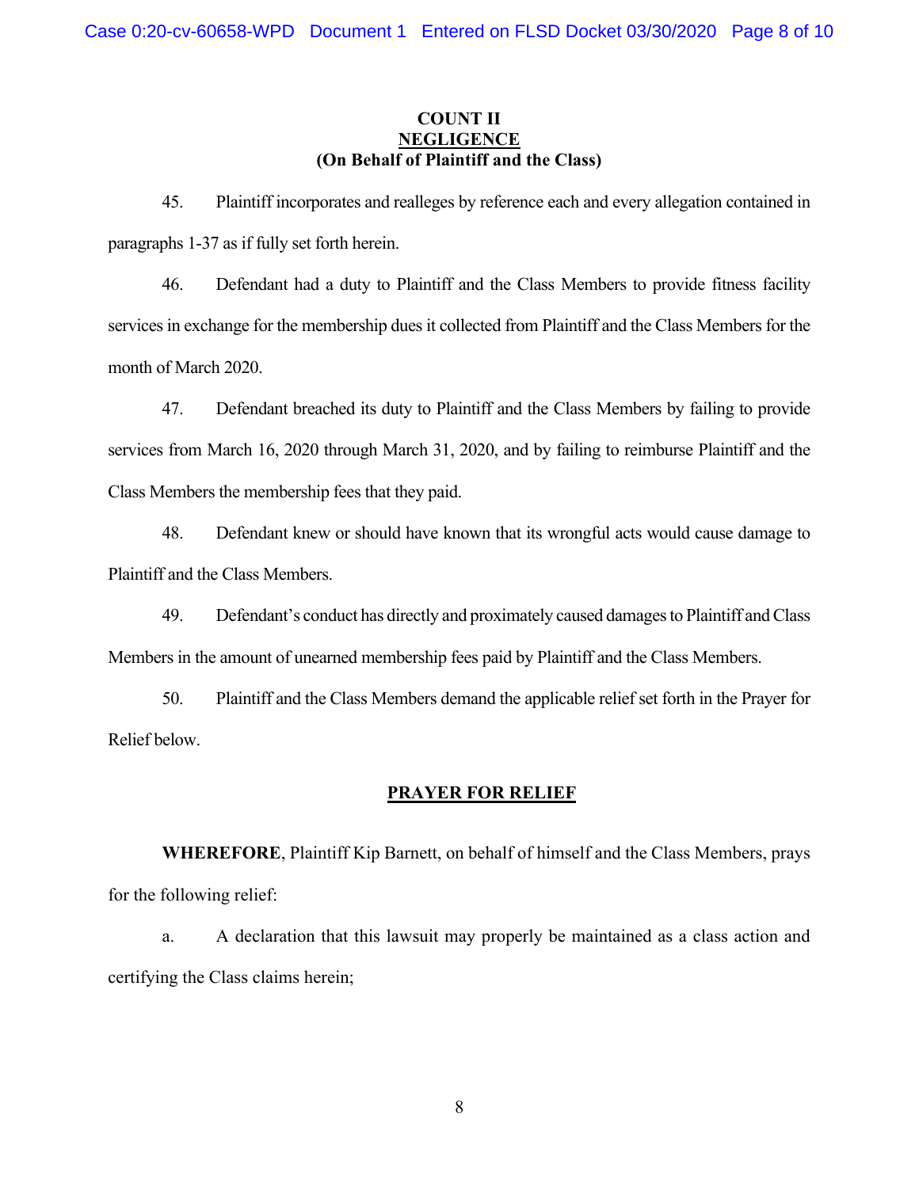## COUNT II
## NEGLIGENCE
### (On Behalf of Plaintiff and the Class)

45. Plaintiff incorporates and realleges by reference each and every allegation contained in paragraphs 1-37 as if fully set forth herein.

46. Defendant had a duty to Plaintiff and the Class Members to provide fitness facility services in exchange for the membership dues it collected from Plaintiff and the Class Members for the month of March 2020.

47. Defendant breached its duty to Plaintiff and the Class Members by failing to provide services from March 16, 2020 through March 31, 2020, and by failing to reimburse Plaintiff and the Class Members the membership fees that they paid.

48. Defendant knew or should have known that its wrongful acts would cause damage to Plaintiff and the Class Members.

49. Defendant's conduct has directly and proximately caused damages to Plaintiff and Class Members in the amount of unearned membership fees paid by Plaintiff and the Class Members.

50. Plaintiff and the Class Members demand the applicable relief set forth in the Prayer for Relief below.

## PRAYER FOR RELIEF

**WHEREFORE**, Plaintiff Kip Barnett, on behalf of himself and the Class Members, prays for the following relief:

a. A declaration that this lawsuit may properly be maintained as a class action and certifying the Class claims herein;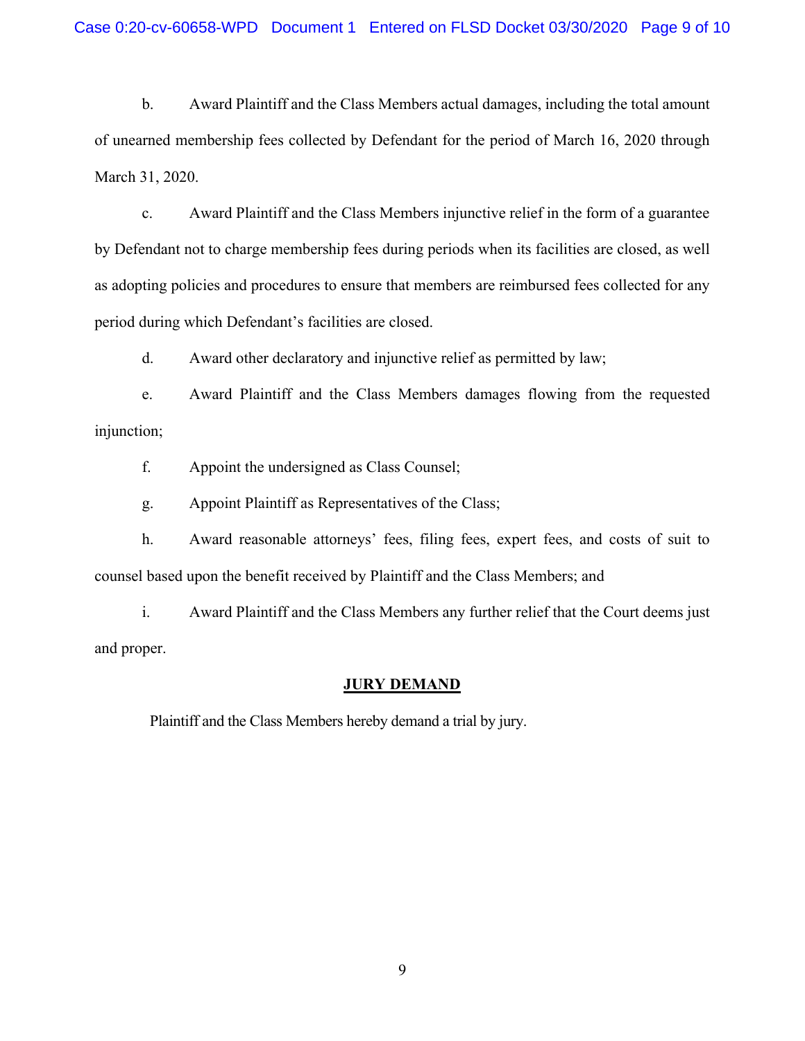b. Award Plaintiff and the Class Members actual damages, including the total amount of unearned membership fees collected by Defendant for the period of March 16, 2020 through March 31, 2020.

c. Award Plaintiff and the Class Members injunctive relief in the form of a guarantee by Defendant not to charge membership fees during periods when its facilities are closed, as well as adopting policies and procedures to ensure that members are reimbursed fees collected for any period during which Defendant's facilities are closed.

d. Award other declaratory and injunctive relief as permitted by law;

e. Award Plaintiff and the Class Members damages flowing from the requested injunction;

f. Appoint the undersigned as Class Counsel;

g. Appoint Plaintiff as Representatives of the Class;

h. Award reasonable attorneys' fees, filing fees, expert fees, and costs of suit to counsel based upon the benefit received by Plaintiff and the Class Members; and

i. Award Plaintiff and the Class Members any further relief that the Court deems just and proper.

## JURY DEMAND

Plaintiff and the Class Members hereby demand a trial by jury.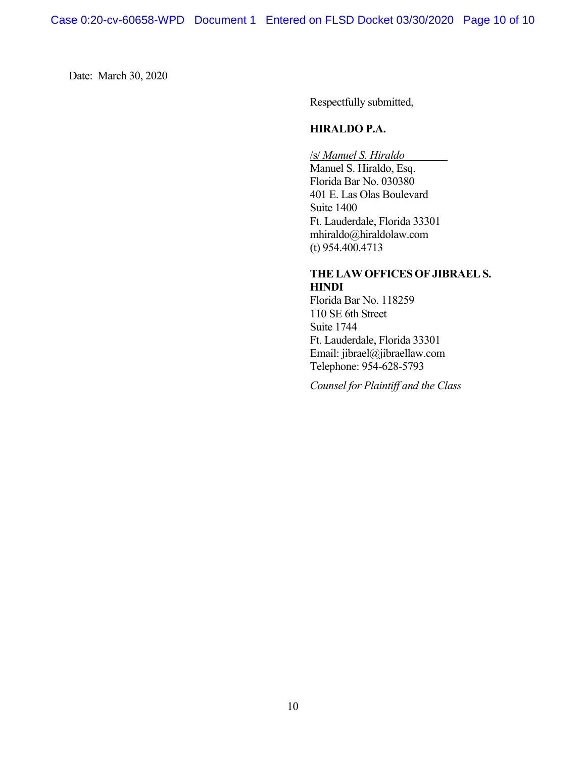Date: March 30, 2020

Respectfully submitted,

**HIRALDO P.A.**

/s/ *Manuel S. Hiraldo*
Manuel S. Hiraldo, Esq.
Florida Bar No. 030380
401 E. Las Olas Boulevard
Suite 1400
Ft. Lauderdale, Florida 33301
mhiraldo@hiraldolaw.com
(t) 954.400.4713

**THE LAW OFFICES OF JIBRAEL S. HINDI**
Florida Bar No. 118259
110 SE 6th Street
Suite 1744
Ft. Lauderdale, Florida 33301
Email: jibrael@jibraellaw.com
Telephone: 954-628-5793

*Counsel for Plaintiff and the Class*